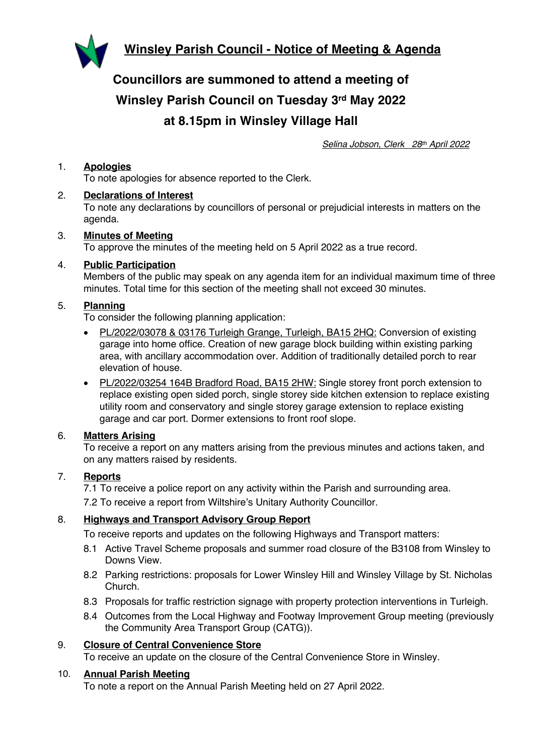# Winsley Parish Council - Notice of Meeting & Agenda

## Councillors are summoned to attend a meeting of Winsley Parish Council on Tuesday 3rd May 2022 at 8.15pm in Winsley Village Hall

*Selina Jobson, Clerk 28th April 2022*

1. **Apologies**
   To note apologies for absence reported to the Clerk.

2. **Declarations of Interest**
   To note any declarations by councillors of personal or prejudicial interests in matters on the agenda.

3. **Minutes of Meeting**
   To approve the minutes of the meeting held on 5 April 2022 as a true record.

4. **Public Participation**
   Members of the public may speak on any agenda item for an individual maximum time of three minutes. Total time for this section of the meeting shall not exceed 30 minutes.

5. **Planning**
   To consider the following planning application:
   - PL/2022/03078 & 03176 Turleigh Grange, Turleigh, BA15 2HQ: Conversion of existing garage into home office. Creation of new garage block building within existing parking area, with ancillary accommodation over. Addition of traditionally detailed porch to rear elevation of house.
   - PL/2022/03254 164B Bradford Road, BA15 2HW: Single storey front porch extension to replace existing open sided porch, single storey side kitchen extension to replace existing utility room and conservatory and single storey garage extension to replace existing garage and car port. Dormer extensions to front roof slope.

6. **Matters Arising**
   To receive a report on any matters arising from the previous minutes and actions taken, and on any matters raised by residents.

7. **Reports**
   7.1 To receive a police report on any activity within the Parish and surrounding area.
   7.2 To receive a report from Wiltshire's Unitary Authority Councillor.

8. **Highways and Transport Advisory Group Report**
   To receive reports and updates on the following Highways and Transport matters:
   8.1 Active Travel Scheme proposals and summer road closure of the B3108 from Winsley to Downs View.
   8.2 Parking restrictions: proposals for Lower Winsley Hill and Winsley Village by St. Nicholas Church.
   8.3 Proposals for traffic restriction signage with property protection interventions in Turleigh.
   8.4 Outcomes from the Local Highway and Footway Improvement Group meeting (previously the Community Area Transport Group (CATG)).

9. **Closure of Central Convenience Store**
   To receive an update on the closure of the Central Convenience Store in Winsley.

10. **Annual Parish Meeting**
    To note a report on the Annual Parish Meeting held on 27 April 2022.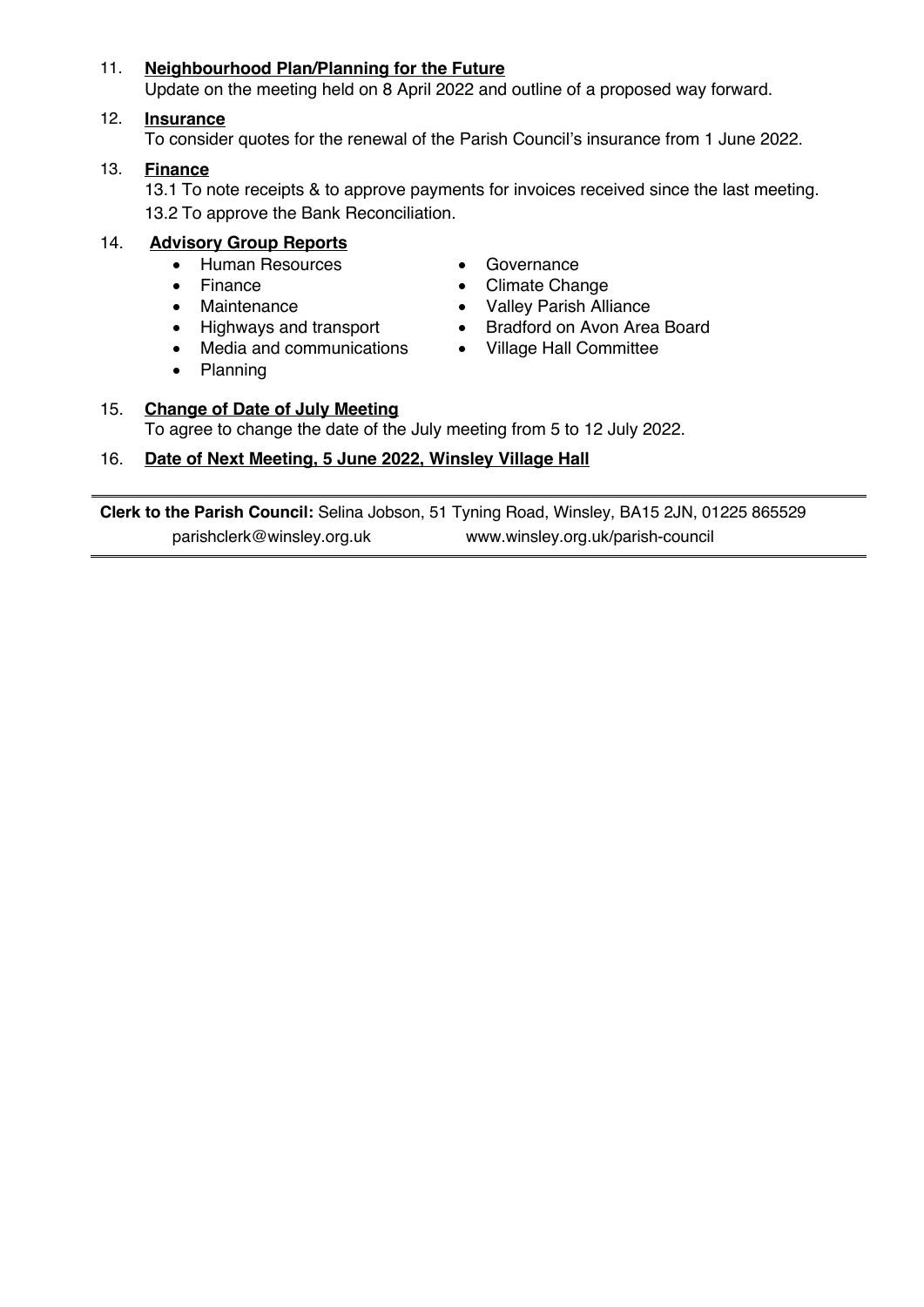11. **Neighbourhood Plan/Planning for the Future**
    Update on the meeting held on 8 April 2022 and outline of a proposed way forward.

12. **Insurance**
    To consider quotes for the renewal of the Parish Council's insurance from 1 June 2022.

13. **Finance**
    13.1 To note receipts & to approve payments for invoices received since the last meeting.
    13.2 To approve the Bank Reconciliation.

14. **Advisory Group Reports**
    - Human Resources
    - Finance
    - Maintenance
    - Highways and transport
    - Media and communications
    - Planning
    - Governance
    - Climate Change
    - Valley Parish Alliance
    - Bradford on Avon Area Board
    - Village Hall Committee

15. **Change of Date of July Meeting**
    To agree to change the date of the July meeting from 5 to 12 July 2022.

16. **Date of Next Meeting, 5 June 2022, Winsley Village Hall**

---

**Clerk to the Parish Council:** Selina Jobson, 51 Tyning Road, Winsley, BA15 2JN, 01225 865529
parishclerk@winsley.org.uk www.winsley.org.uk/parish-council